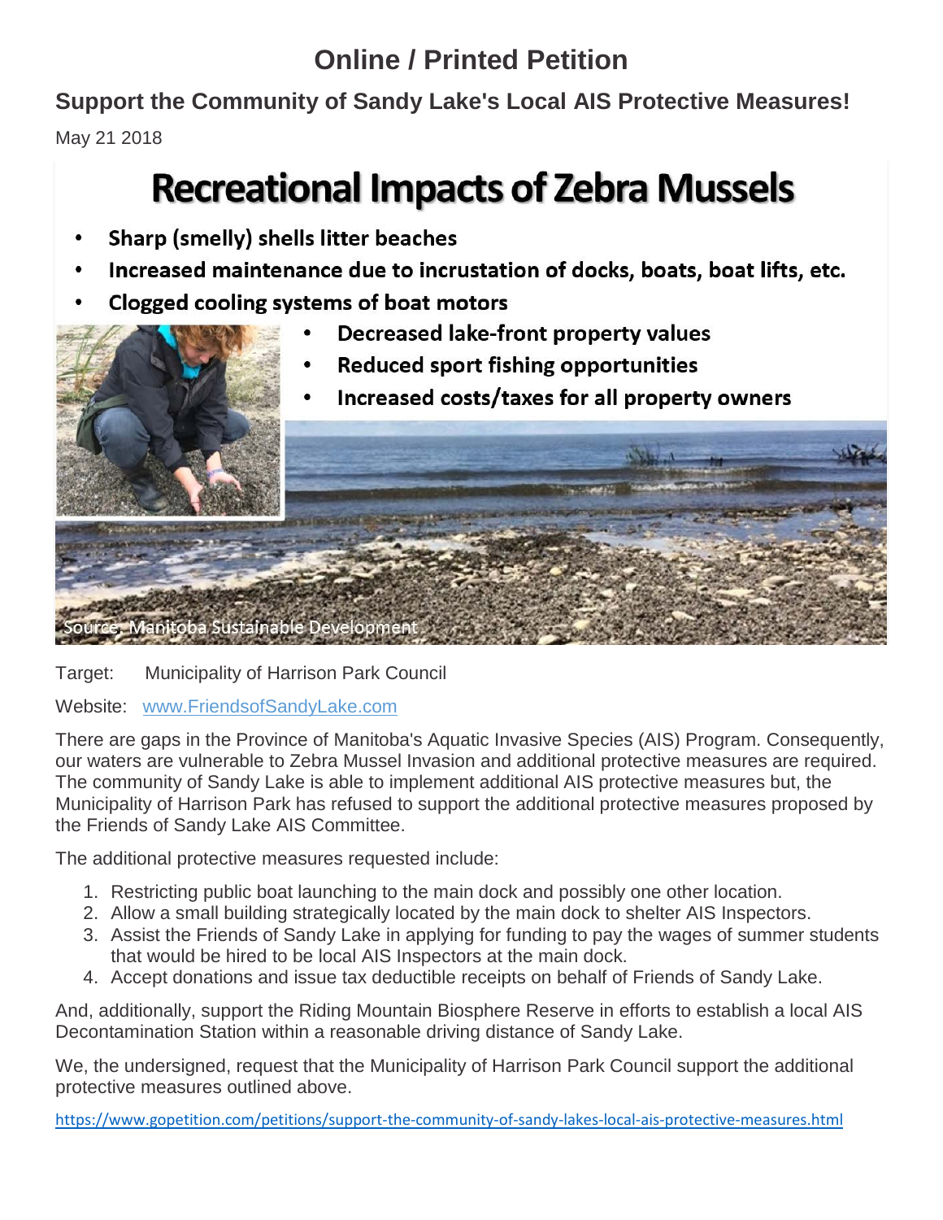# Online / Printed Petition

## Support the Community of Sandy Lake's Local AIS Protective Measures!

May 21 2018

## Recreational Impacts of Zebra Mussels

- **Sharp (smelly) shells litter beaches**
- **Increased maintenance due to incrustation of docks, boats, boat lifts, etc.**
- **Clogged cooling systems of boat motors**
- **Decreased lake-front property values**
- **Reduced sport fishing opportunities**
- **Increased costs/taxes for all property owners**

Source: Manitoba Sustainable Development

Target: Municipality of Harrison Park Council

Website: [www.FriendsofSandyLake.com](http://www.FriendsofSandyLake.com)

There are gaps in the Province of Manitoba's Aquatic Invasive Species (AIS) Program. Consequently, our waters are vulnerable to Zebra Mussel Invasion and additional protective measures are required. The community of Sandy Lake is able to implement additional AIS protective measures but, the Municipality of Harrison Park has refused to support the additional protective measures proposed by the Friends of Sandy Lake AIS Committee.

The additional protective measures requested include:

1. Restricting public boat launching to the main dock and possibly one other location.
2. Allow a small building strategically located by the main dock to shelter AIS Inspectors.
3. Assist the Friends of Sandy Lake in applying for funding to pay the wages of summer students that would be hired to be local AIS Inspectors at the main dock.
4. Accept donations and issue tax deductible receipts on behalf of Friends of Sandy Lake.

And, additionally, support the Riding Mountain Biosphere Reserve in efforts to establish a local AIS Decontamination Station within a reasonable driving distance of Sandy Lake.

We, the undersigned, request that the Municipality of Harrison Park Council support the additional protective measures outlined above.

https://www.gopetition.com/petitions/support-the-community-of-sandy-lakes-local-ais-protective-measures.html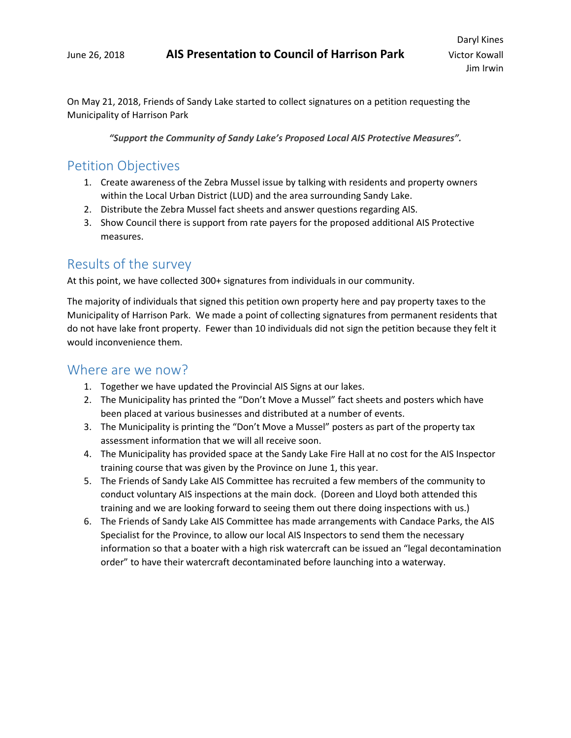June 26, 2018

# AIS Presentation to Council of Harrison Park

Daryl Kines
Victor Kowall
Jim Irwin

On May 21, 2018, Friends of Sandy Lake started to collect signatures on a petition requesting the Municipality of Harrison Park

***"Support the Community of Sandy Lake's Proposed Local AIS Protective Measures".***

## Petition Objectives

1. Create awareness of the Zebra Mussel issue by talking with residents and property owners within the Local Urban District (LUD) and the area surrounding Sandy Lake.
2. Distribute the Zebra Mussel fact sheets and answer questions regarding AIS.
3. Show Council there is support from rate payers for the proposed additional AIS Protective measures.

## Results of the survey

At this point, we have collected 300+ signatures from individuals in our community.

The majority of individuals that signed this petition own property here and pay property taxes to the Municipality of Harrison Park. We made a point of collecting signatures from permanent residents that do not have lake front property. Fewer than 10 individuals did not sign the petition because they felt it would inconvenience them.

## Where are we now?

1. Together we have updated the Provincial AIS Signs at our lakes.
2. The Municipality has printed the "Don't Move a Mussel" fact sheets and posters which have been placed at various businesses and distributed at a number of events.
3. The Municipality is printing the "Don't Move a Mussel" posters as part of the property tax assessment information that we will all receive soon.
4. The Municipality has provided space at the Sandy Lake Fire Hall at no cost for the AIS Inspector training course that was given by the Province on June 1, this year.
5. The Friends of Sandy Lake AIS Committee has recruited a few members of the community to conduct voluntary AIS inspections at the main dock. (Doreen and Lloyd both attended this training and we are looking forward to seeing them out there doing inspections with us.)
6. The Friends of Sandy Lake AIS Committee has made arrangements with Candace Parks, the AIS Specialist for the Province, to allow our local AIS Inspectors to send them the necessary information so that a boater with a high risk watercraft can be issued an "legal decontamination order" to have their watercraft decontaminated before launching into a waterway.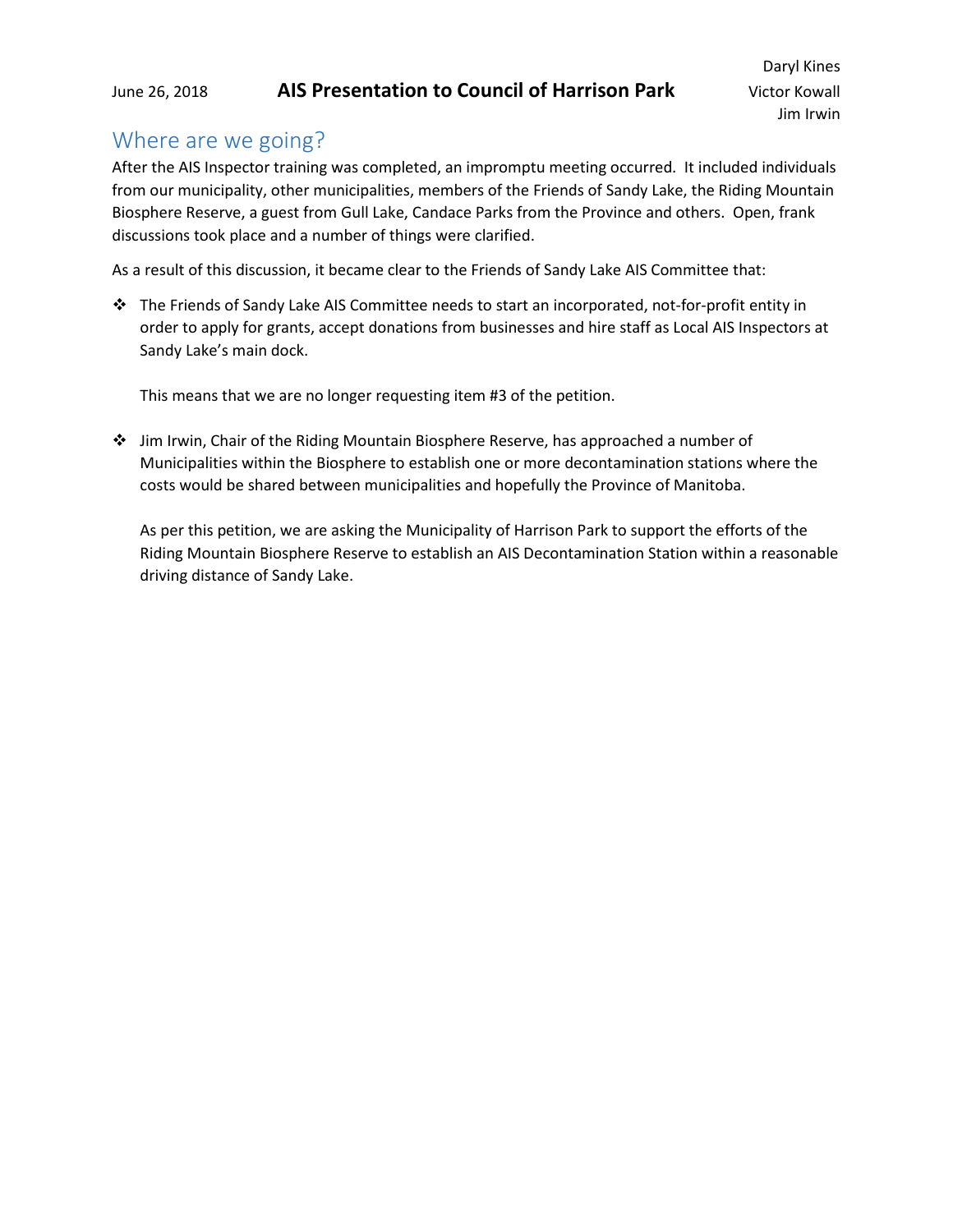June 26, 2018 **AIS Presentation to Council of Harrison Park**

Daryl Kines
Victor Kowall
Jim Irwin

## Where are we going?

After the AIS Inspector training was completed, an impromptu meeting occurred. It included individuals from our municipality, other municipalities, members of the Friends of Sandy Lake, the Riding Mountain Biosphere Reserve, a guest from Gull Lake, Candace Parks from the Province and others. Open, frank discussions took place and a number of things were clarified.

As a result of this discussion, it became clear to the Friends of Sandy Lake AIS Committee that:

- The Friends of Sandy Lake AIS Committee needs to start an incorporated, not-for-profit entity in order to apply for grants, accept donations from businesses and hire staff as Local AIS Inspectors at Sandy Lake's main dock.

  This means that we are no longer requesting item #3 of the petition.

- Jim Irwin, Chair of the Riding Mountain Biosphere Reserve, has approached a number of Municipalities within the Biosphere to establish one or more decontamination stations where the costs would be shared between municipalities and hopefully the Province of Manitoba.

  As per this petition, we are asking the Municipality of Harrison Park to support the efforts of the Riding Mountain Biosphere Reserve to establish an AIS Decontamination Station within a reasonable driving distance of Sandy Lake.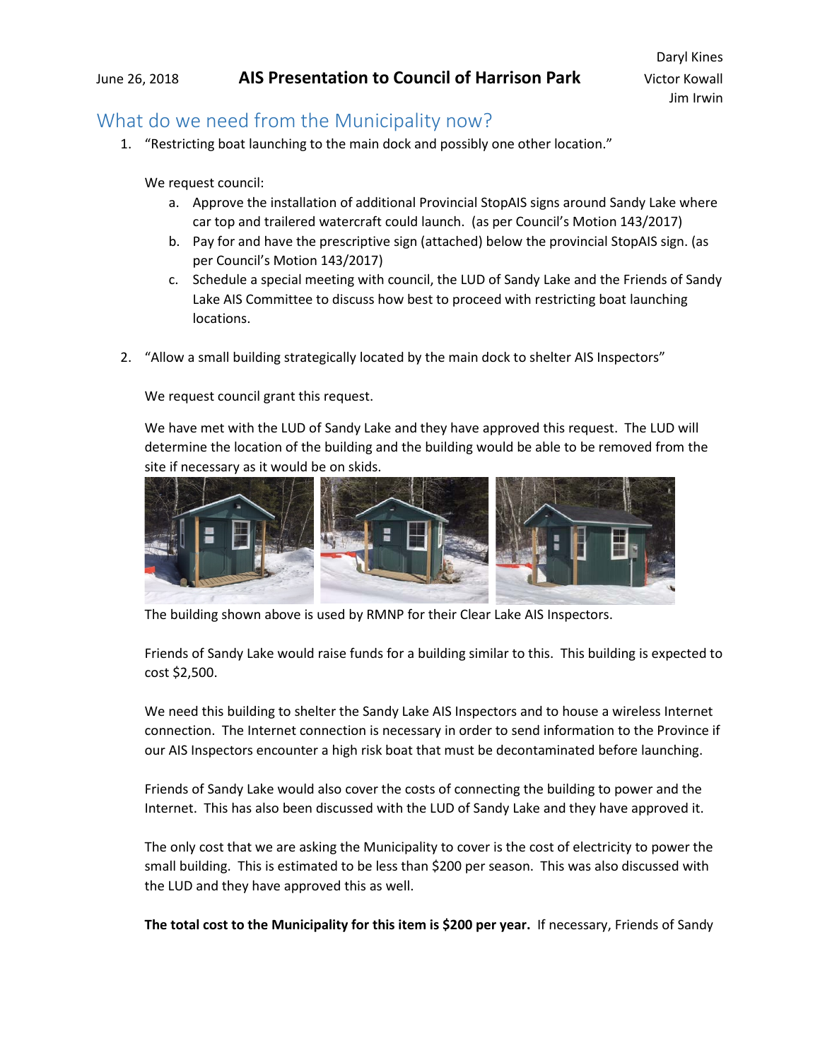June 26, 2018 **AIS Presentation to Council of Harrison Park**

Daryl Kines
Victor Kowall
Jim Irwin

## What do we need from the Municipality now?

1. "Restricting boat launching to the main dock and possibly one other location."

   We request council:

   a. Approve the installation of additional Provincial StopAIS signs around Sandy Lake where car top and trailered watercraft could launch. (as per Council's Motion 143/2017)
   b. Pay for and have the prescriptive sign (attached) below the provincial StopAIS sign. (as per Council's Motion 143/2017)
   c. Schedule a special meeting with council, the LUD of Sandy Lake and the Friends of Sandy Lake AIS Committee to discuss how best to proceed with restricting boat launching locations.

2. "Allow a small building strategically located by the main dock to shelter AIS Inspectors"

   We request council grant this request.

   We have met with the LUD of Sandy Lake and they have approved this request. The LUD will determine the location of the building and the building would be able to be removed from the site if necessary as it would be on skids.

   The building shown above is used by RMNP for their Clear Lake AIS Inspectors.

   Friends of Sandy Lake would raise funds for a building similar to this. This building is expected to cost $2,500.

   We need this building to shelter the Sandy Lake AIS Inspectors and to house a wireless Internet connection. The Internet connection is necessary in order to send information to the Province if our AIS Inspectors encounter a high risk boat that must be decontaminated before launching.

   Friends of Sandy Lake would also cover the costs of connecting the building to power and the Internet. This has also been discussed with the LUD of Sandy Lake and they have approved it.

   The only cost that we are asking the Municipality to cover is the cost of electricity to power the small building. This is estimated to be less than $200 per season. This was also discussed with the LUD and they have approved this as well.

   **The total cost to the Municipality for this item is $200 per year.** If necessary, Friends of Sandy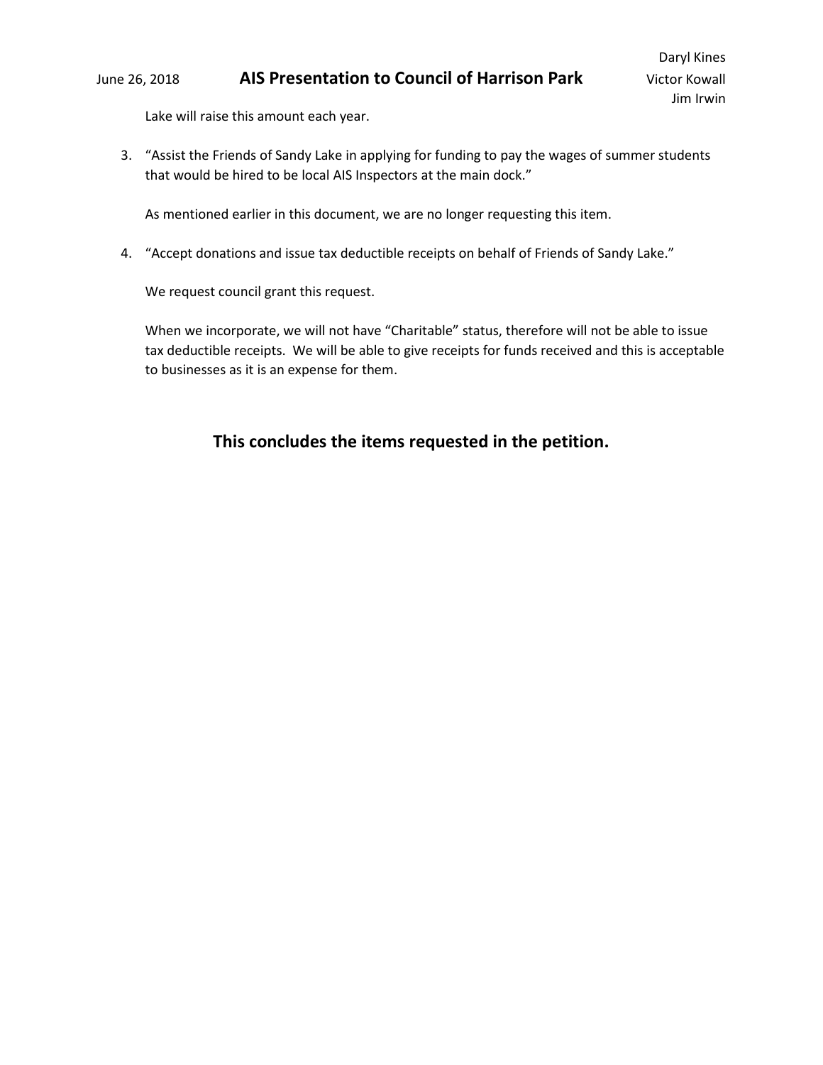Lake will raise this amount each year.

3. "Assist the Friends of Sandy Lake in applying for funding to pay the wages of summer students that would be hired to be local AIS Inspectors at the main dock."

   As mentioned earlier in this document, we are no longer requesting this item.

4. "Accept donations and issue tax deductible receipts on behalf of Friends of Sandy Lake."

   We request council grant this request.

   When we incorporate, we will not have "Charitable" status, therefore will not be able to issue tax deductible receipts. We will be able to give receipts for funds received and this is acceptable to businesses as it is an expense for them.

## This concludes the items requested in the petition.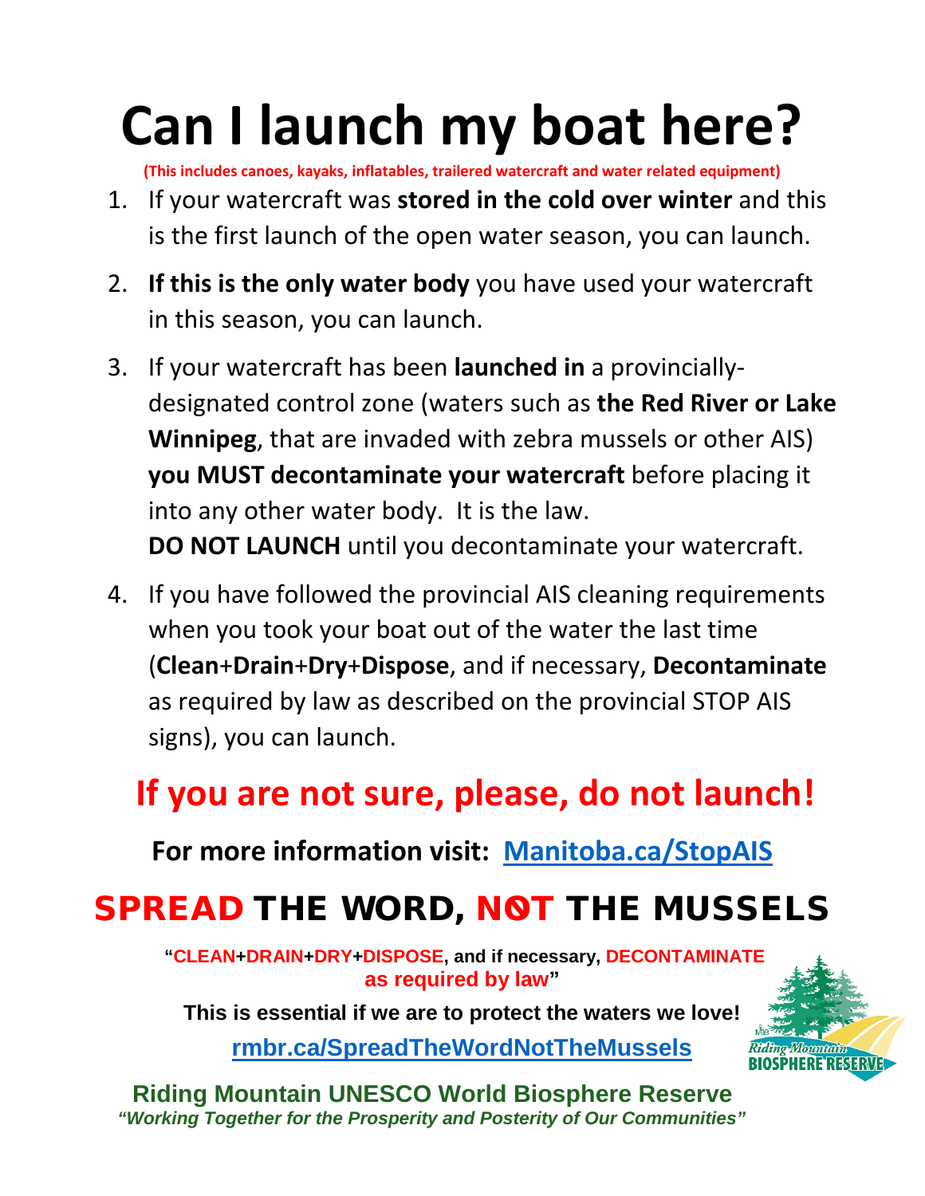# Can I launch my boat here?

**(This includes canoes, kayaks, inflatables, trailered watercraft and water related equipment)**

1. If your watercraft was **stored in the cold over winter** and this is the first launch of the open water season, you can launch.
2. **If this is the only water body** you have used your watercraft in this season, you can launch.
3. If your watercraft has been **launched in** a provincially-designated control zone (waters such as **the Red River or Lake Winnipeg**, that are invaded with zebra mussels or other AIS) **you MUST decontaminate your watercraft** before placing it into any other water body. It is the law.
   **DO NOT LAUNCH** until you decontaminate your watercraft.
4. If you have followed the provincial AIS cleaning requirements when you took your boat out of the water the last time (**Clean**+**Drain**+**Dry**+**Dispose**, and if necessary, **Decontaminate** as required by law as described on the provincial STOP AIS signs), you can launch.

## If you are not sure, please, do not launch!

**For more information visit: [Manitoba.ca/StopAIS](Manitoba.ca/StopAIS)**

## SPREAD THE WORD, NOT THE MUSSELS

**"CLEAN+DRAIN+DRY+DISPOSE, and if necessary, DECONTAMINATE as required by law"**

**This is essential if we are to protect the waters we love!**

**[rmbr.ca/SpreadTheWordNotTheMussels](rmbr.ca/SpreadTheWordNotTheMussels)**

**Riding Mountain UNESCO World Biosphere Reserve**

***"Working Together for the Prosperity and Posterity of Our Communities"***